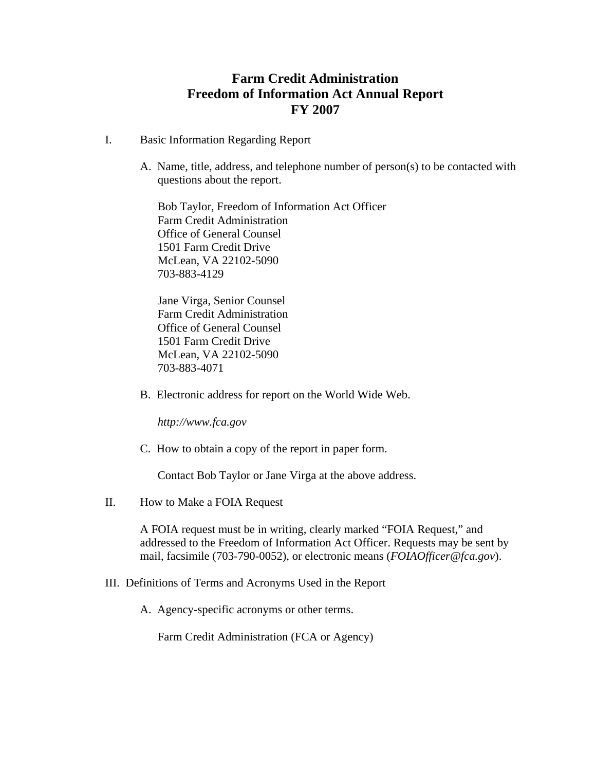# Farm Credit Administration
# Freedom of Information Act Annual Report
# FY 2007

I. Basic Information Regarding Report

A. Name, title, address, and telephone number of person(s) to be contacted with questions about the report.

Bob Taylor, Freedom of Information Act Officer
Farm Credit Administration
Office of General Counsel
1501 Farm Credit Drive
McLean, VA 22102-5090
703-883-4129

Jane Virga, Senior Counsel
Farm Credit Administration
Office of General Counsel
1501 Farm Credit Drive
McLean, VA 22102-5090
703-883-4071

B. Electronic address for report on the World Wide Web.

*http://www.fca.gov*

C. How to obtain a copy of the report in paper form.

Contact Bob Taylor or Jane Virga at the above address.

II. How to Make a FOIA Request

A FOIA request must be in writing, clearly marked "FOIA Request," and addressed to the Freedom of Information Act Officer. Requests may be sent by mail, facsimile (703-790-0052), or electronic means (*FOIAOfficer@fca.gov*).

III. Definitions of Terms and Acronyms Used in the Report

A. Agency-specific acronyms or other terms.

Farm Credit Administration (FCA or Agency)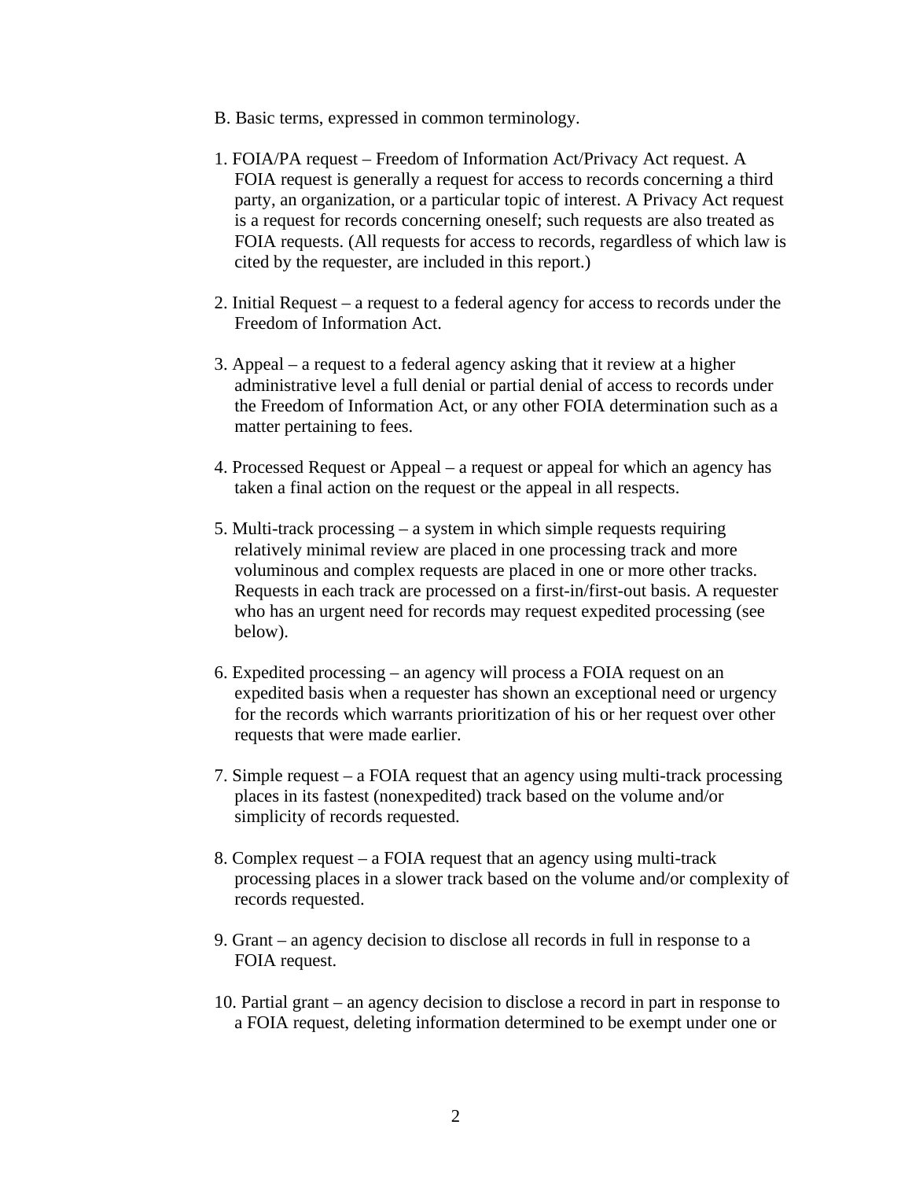B. Basic terms, expressed in common terminology.

1. FOIA/PA request – Freedom of Information Act/Privacy Act request. A FOIA request is generally a request for access to records concerning a third party, an organization, or a particular topic of interest. A Privacy Act request is a request for records concerning oneself; such requests are also treated as FOIA requests. (All requests for access to records, regardless of which law is cited by the requester, are included in this report.)

2. Initial Request – a request to a federal agency for access to records under the Freedom of Information Act.

3. Appeal – a request to a federal agency asking that it review at a higher administrative level a full denial or partial denial of access to records under the Freedom of Information Act, or any other FOIA determination such as a matter pertaining to fees.

4. Processed Request or Appeal – a request or appeal for which an agency has taken a final action on the request or the appeal in all respects.

5. Multi-track processing – a system in which simple requests requiring relatively minimal review are placed in one processing track and more voluminous and complex requests are placed in one or more other tracks. Requests in each track are processed on a first-in/first-out basis. A requester who has an urgent need for records may request expedited processing (see below).

6. Expedited processing – an agency will process a FOIA request on an expedited basis when a requester has shown an exceptional need or urgency for the records which warrants prioritization of his or her request over other requests that were made earlier.

7. Simple request – a FOIA request that an agency using multi-track processing places in its fastest (nonexpedited) track based on the volume and/or simplicity of records requested.

8. Complex request – a FOIA request that an agency using multi-track processing places in a slower track based on the volume and/or complexity of records requested.

9. Grant – an agency decision to disclose all records in full in response to a FOIA request.

10. Partial grant – an agency decision to disclose a record in part in response to a FOIA request, deleting information determined to be exempt under one or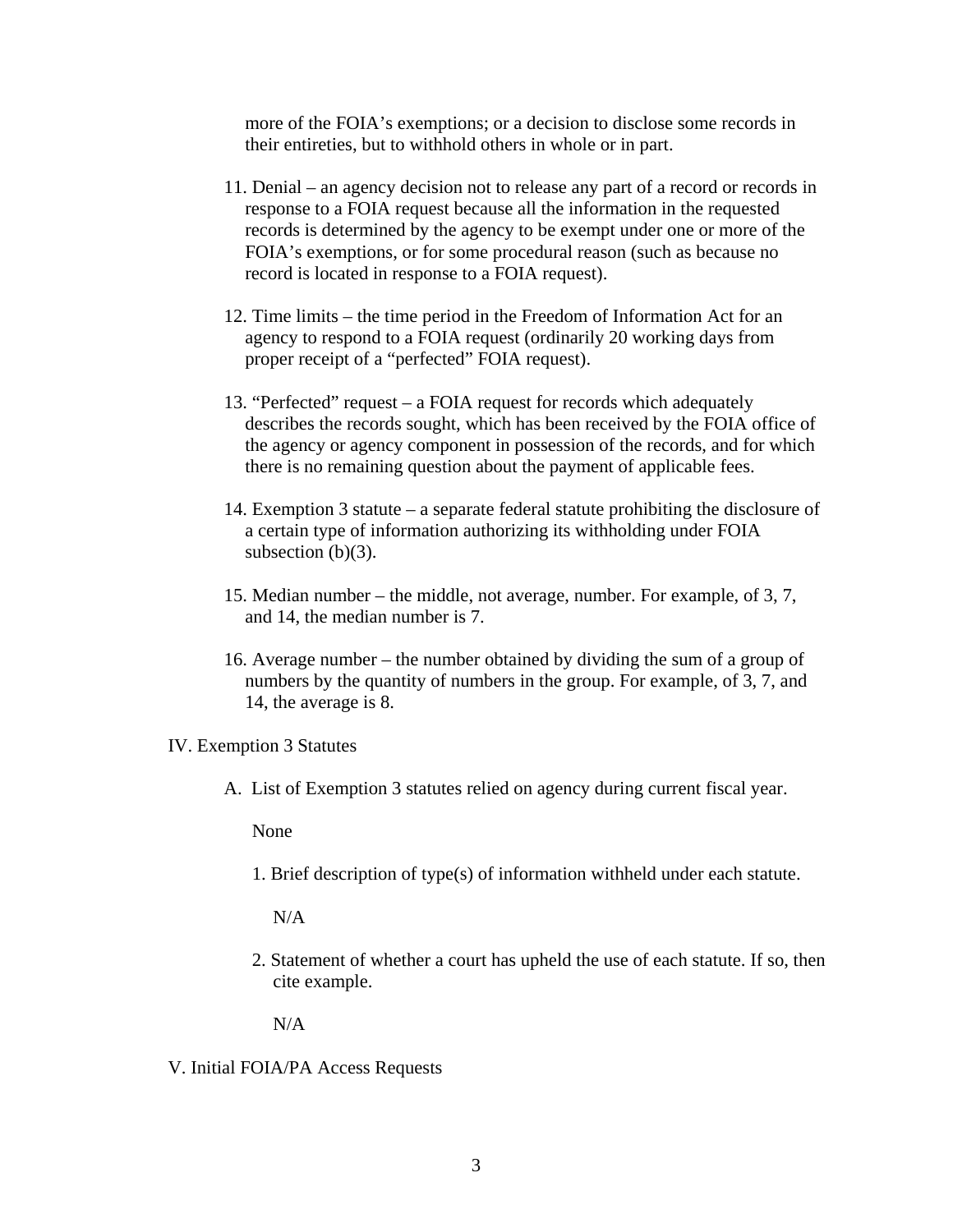more of the FOIA's exemptions; or a decision to disclose some records in their entireties, but to withhold others in whole or in part.

11. Denial – an agency decision not to release any part of a record or records in response to a FOIA request because all the information in the requested records is determined by the agency to be exempt under one or more of the FOIA's exemptions, or for some procedural reason (such as because no record is located in response to a FOIA request).

12. Time limits – the time period in the Freedom of Information Act for an agency to respond to a FOIA request (ordinarily 20 working days from proper receipt of a "perfected" FOIA request).

13. "Perfected" request – a FOIA request for records which adequately describes the records sought, which has been received by the FOIA office of the agency or agency component in possession of the records, and for which there is no remaining question about the payment of applicable fees.

14. Exemption 3 statute – a separate federal statute prohibiting the disclosure of a certain type of information authorizing its withholding under FOIA subsection (b)(3).

15. Median number – the middle, not average, number. For example, of 3, 7, and 14, the median number is 7.

16. Average number – the number obtained by dividing the sum of a group of numbers by the quantity of numbers in the group. For example, of 3, 7, and 14, the average is 8.

## IV. Exemption 3 Statutes

A. List of Exemption 3 statutes relied on agency during current fiscal year.

None

1. Brief description of type(s) of information withheld under each statute.

N/A

2. Statement of whether a court has upheld the use of each statute. If so, then cite example.

N/A

## V. Initial FOIA/PA Access Requests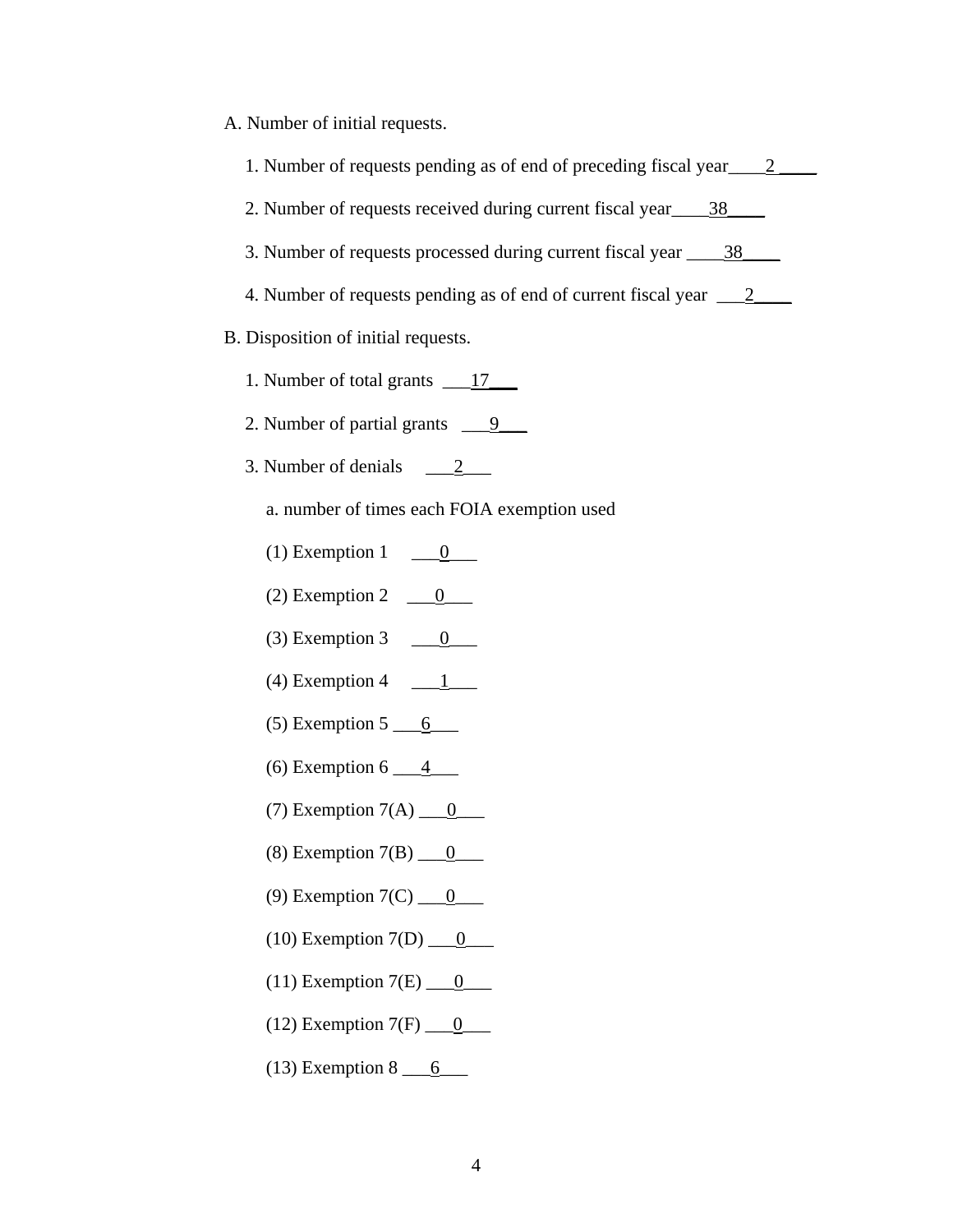A. Number of initial requests.

1. Number of requests pending as of end of preceding fiscal year____2 ____

2. Number of requests received during current fiscal year____38____

3. Number of requests processed during current fiscal year ____38____

4. Number of requests pending as of end of current fiscal year ___2____

B. Disposition of initial requests.

1. Number of total grants ___17___

2. Number of partial grants ___9___

3. Number of denials ___2___

a. number of times each FOIA exemption used

(1) Exemption 1 ___0___

(2) Exemption 2 ___0___

(3) Exemption 3 ___0___

(4) Exemption 4 ___1___

(5) Exemption 5 ___6___

(6) Exemption 6 ___4___

(7) Exemption 7(A) ___0___

(8) Exemption 7(B) ___0___

(9) Exemption 7(C) ___0___

(10) Exemption 7(D) ___0___

(11) Exemption 7(E) ___0___

(12) Exemption 7(F) ___0___

(13) Exemption 8 ___6___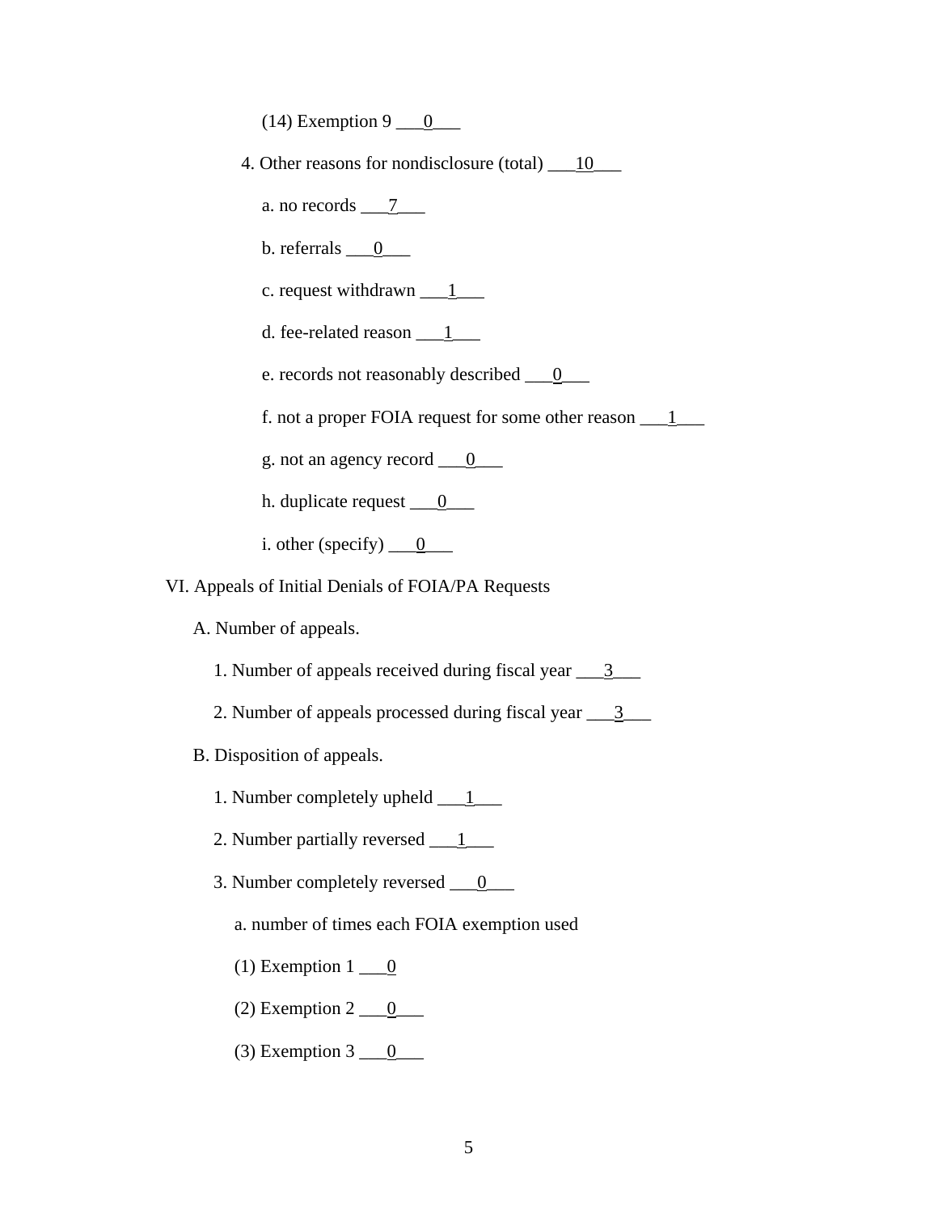(14) Exemption 9 ___0___

4. Other reasons for nondisclosure (total) ___10___

a. no records ___7___

b. referrals ___0___

c. request withdrawn ___1___

d. fee-related reason ___1___

e. records not reasonably described ___0___

f. not a proper FOIA request for some other reason ___1___

g. not an agency record ___0___

h. duplicate request ___0___

i. other (specify) ___0___

VI. Appeals of Initial Denials of FOIA/PA Requests

A. Number of appeals.

1. Number of appeals received during fiscal year ___3___

2. Number of appeals processed during fiscal year ___3___

B. Disposition of appeals.

1. Number completely upheld ___1___

2. Number partially reversed ___1___

3. Number completely reversed ___0___

a. number of times each FOIA exemption used

(1) Exemption 1 ___0

(2) Exemption 2 ___0___

(3) Exemption 3 ___0___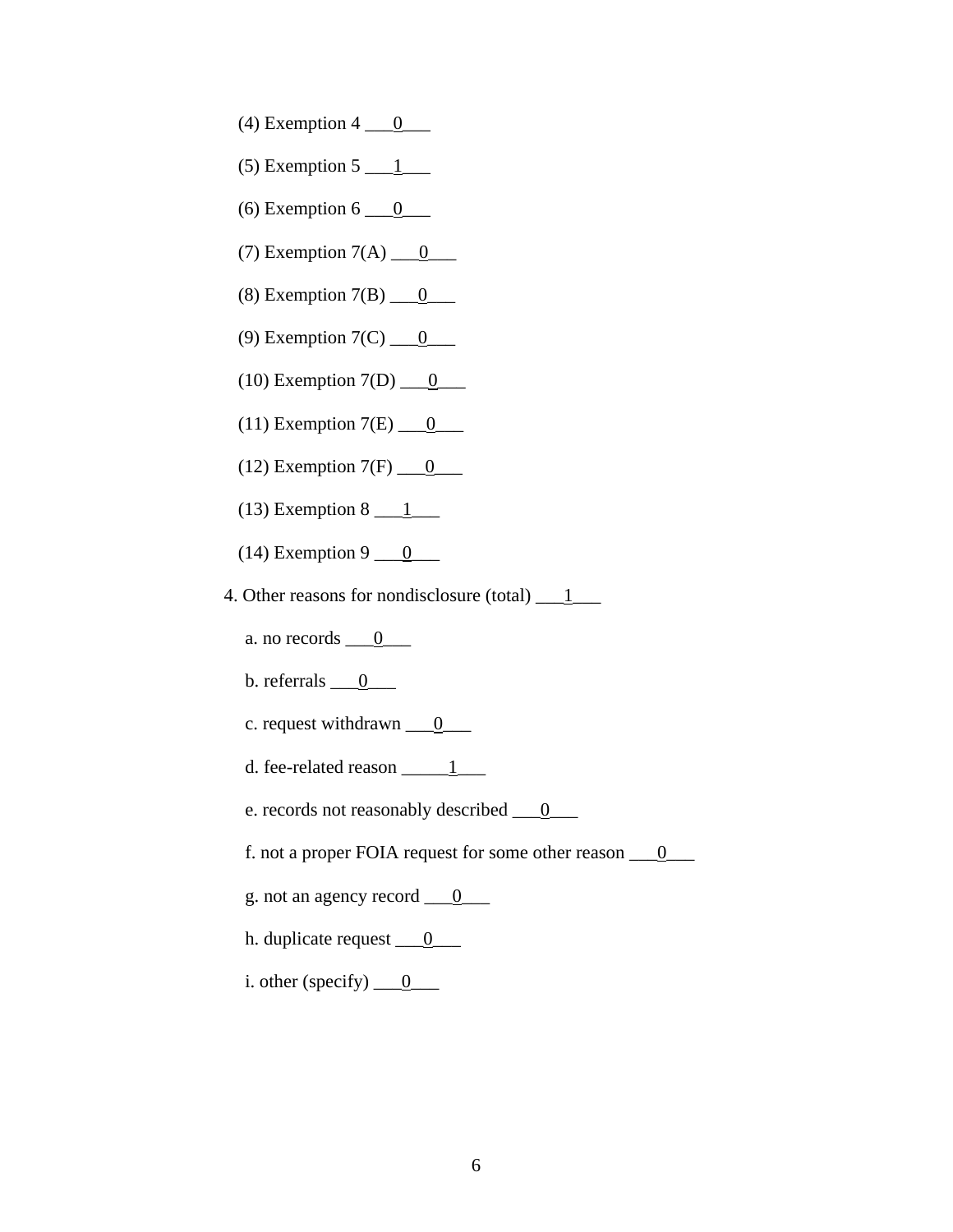(4) Exemption 4 ___0___

(5) Exemption 5 ___1___

(6) Exemption 6 ___0___

(7) Exemption 7(A) ___0___

(8) Exemption 7(B) ___0___

(9) Exemption 7(C) ___0___

(10) Exemption 7(D) ___0___

(11) Exemption 7(E) ___0___

(12) Exemption 7(F) ___0___

(13) Exemption 8 ___1___

(14) Exemption 9 ___0___

4. Other reasons for nondisclosure (total) ___1___

a. no records ___0___

b. referrals ___0___

c. request withdrawn ___0___

d. fee-related reason _____1___

e. records not reasonably described ___0___

f. not a proper FOIA request for some other reason ___0___

g. not an agency record ___0___

h. duplicate request ___0___

i. other (specify) ___0___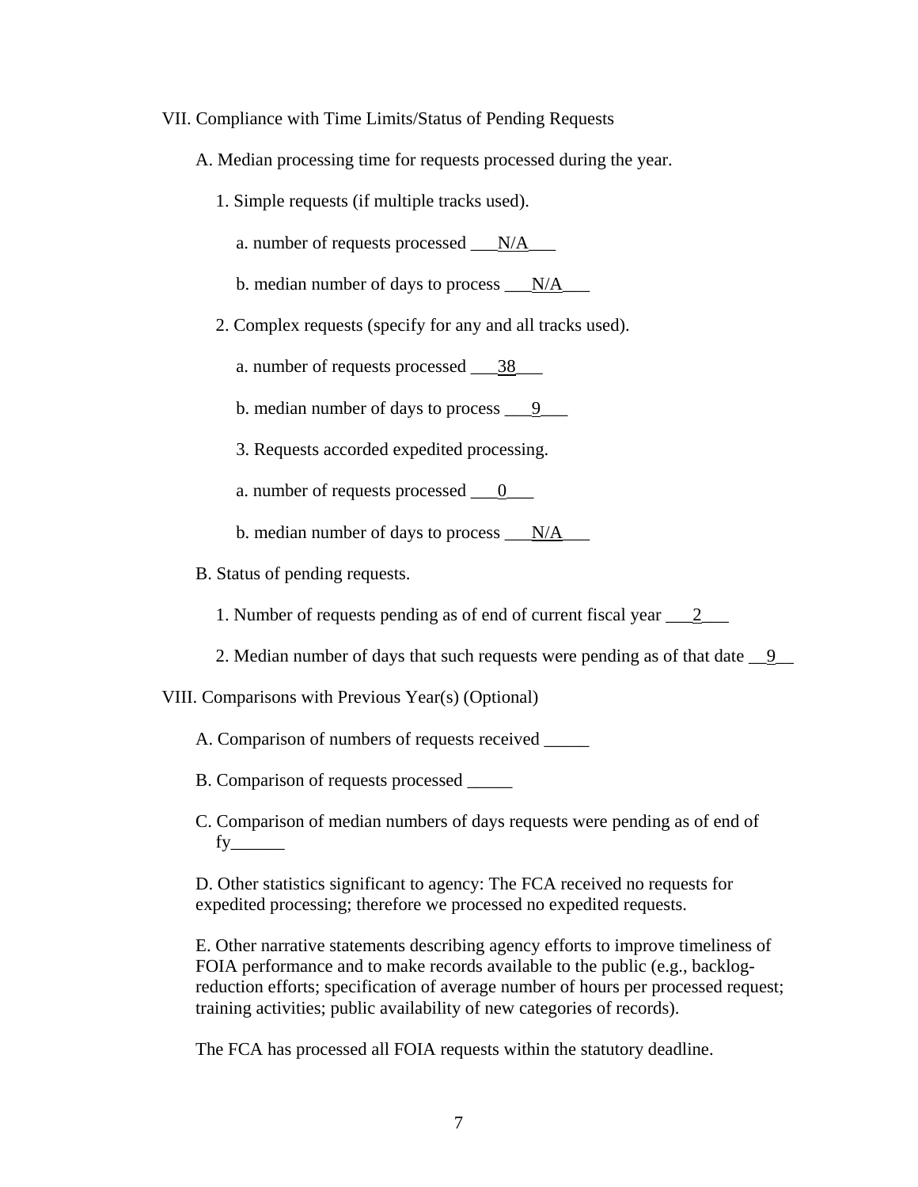VII. Compliance with Time Limits/Status of Pending Requests

A. Median processing time for requests processed during the year.

1. Simple requests (if multiple tracks used).

a. number of requests processed ___N/A___

b. median number of days to process ___N/A___

2. Complex requests (specify for any and all tracks used).

a. number of requests processed ___38___

b. median number of days to process ___9___

3. Requests accorded expedited processing.

a. number of requests processed ___0___

b. median number of days to process ___N/A___

B. Status of pending requests.

1. Number of requests pending as of end of current fiscal year ___2___

2. Median number of days that such requests were pending as of that date __9__

VIII. Comparisons with Previous Year(s) (Optional)

A. Comparison of numbers of requests received _____

B. Comparison of requests processed _____

C. Comparison of median numbers of days requests were pending as of end of fy______

D. Other statistics significant to agency: The FCA received no requests for expedited processing; therefore we processed no expedited requests.

E. Other narrative statements describing agency efforts to improve timeliness of FOIA performance and to make records available to the public (e.g., backlog-reduction efforts; specification of average number of hours per processed request; training activities; public availability of new categories of records).

The FCA has processed all FOIA requests within the statutory deadline.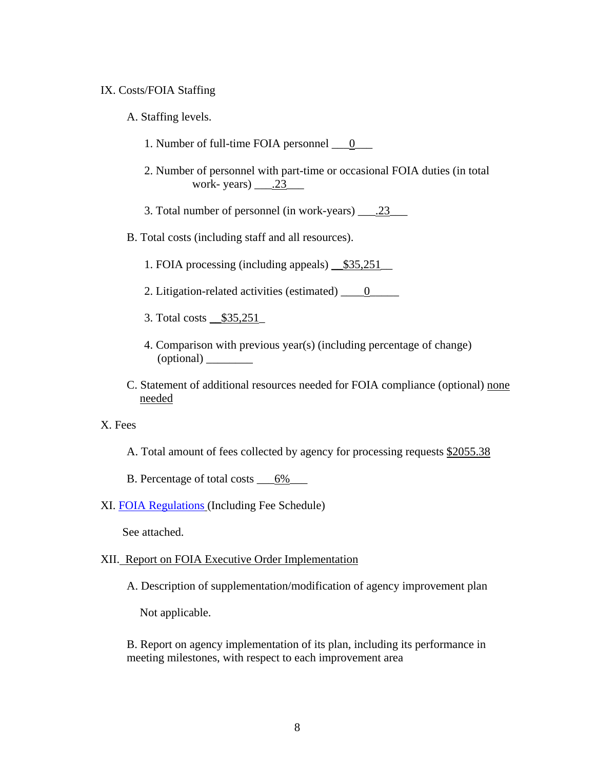IX. Costs/FOIA Staffing

A. Staffing levels.

1. Number of full-time FOIA personnel ___0___

2. Number of personnel with part-time or occasional FOIA duties (in total work- years) ___.23___

3. Total number of personnel (in work-years) ___.23___

B. Total costs (including staff and all resources).

1. FOIA processing (including appeals) __$35,251__

2. Litigation-related activities (estimated) ____0_____

3. Total costs __$35,251_

4. Comparison with previous year(s) (including percentage of change) (optional) ________

C. Statement of additional resources needed for FOIA compliance (optional) none needed

X. Fees

A. Total amount of fees collected by agency for processing requests $2055.38

B. Percentage of total costs ___6%___

XI. FOIA Regulations (Including Fee Schedule)

See attached.

XII. Report on FOIA Executive Order Implementation

A. Description of supplementation/modification of agency improvement plan

Not applicable.

B. Report on agency implementation of its plan, including its performance in meeting milestones, with respect to each improvement area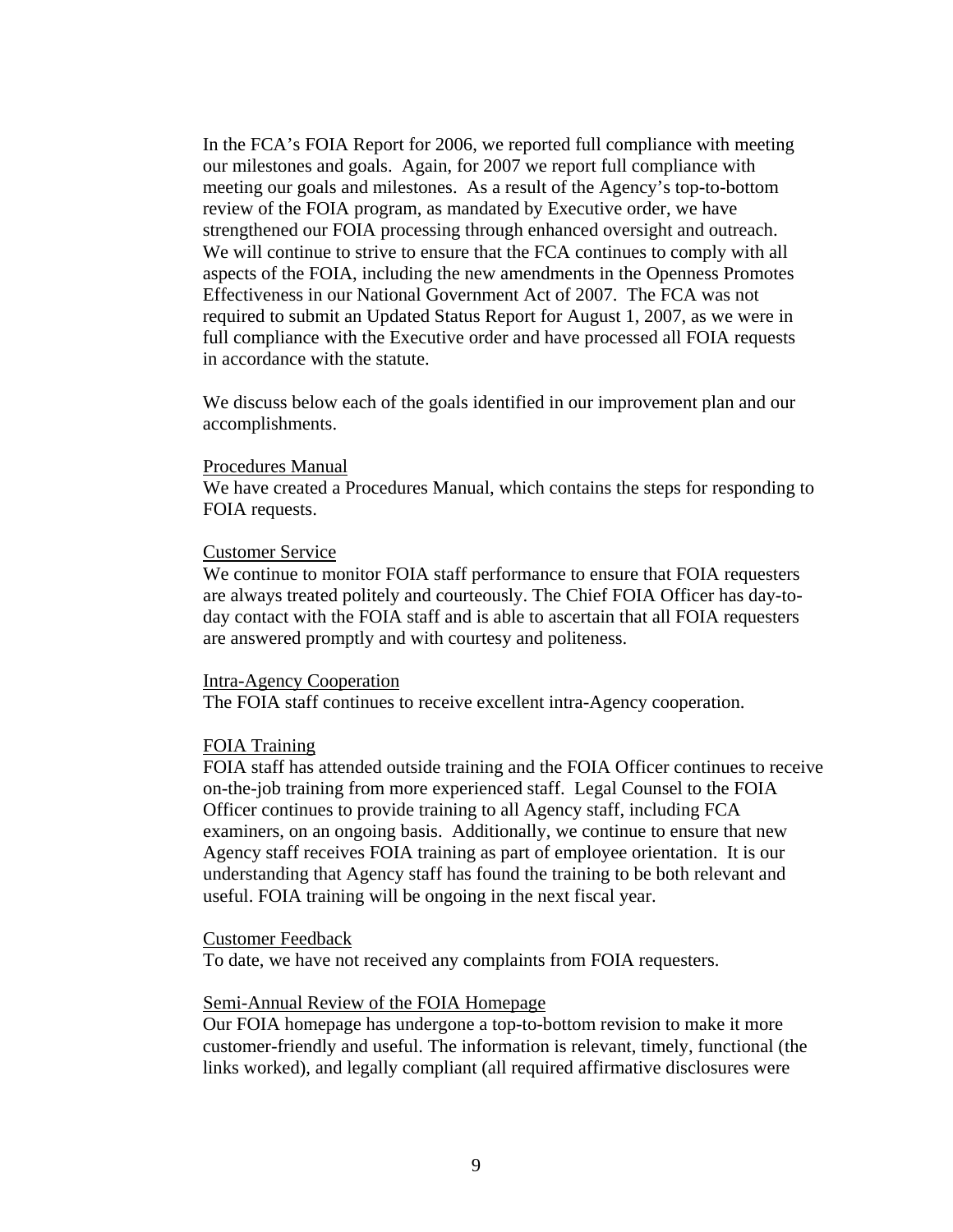In the FCA's FOIA Report for 2006, we reported full compliance with meeting our milestones and goals. Again, for 2007 we report full compliance with meeting our goals and milestones. As a result of the Agency's top-to-bottom review of the FOIA program, as mandated by Executive order, we have strengthened our FOIA processing through enhanced oversight and outreach. We will continue to strive to ensure that the FCA continues to comply with all aspects of the FOIA, including the new amendments in the Openness Promotes Effectiveness in our National Government Act of 2007. The FCA was not required to submit an Updated Status Report for August 1, 2007, as we were in full compliance with the Executive order and have processed all FOIA requests in accordance with the statute.

We discuss below each of the goals identified in our improvement plan and our accomplishments.

<u>Procedures Manual</u>

We have created a Procedures Manual, which contains the steps for responding to FOIA requests.

<u>Customer Service</u>

We continue to monitor FOIA staff performance to ensure that FOIA requesters are always treated politely and courteously. The Chief FOIA Officer has day-to-day contact with the FOIA staff and is able to ascertain that all FOIA requesters are answered promptly and with courtesy and politeness.

<u>Intra-Agency Cooperation</u>

The FOIA staff continues to receive excellent intra-Agency cooperation.

<u>FOIA Training</u>

FOIA staff has attended outside training and the FOIA Officer continues to receive on-the-job training from more experienced staff. Legal Counsel to the FOIA Officer continues to provide training to all Agency staff, including FCA examiners, on an ongoing basis. Additionally, we continue to ensure that new Agency staff receives FOIA training as part of employee orientation. It is our understanding that Agency staff has found the training to be both relevant and useful. FOIA training will be ongoing in the next fiscal year.

<u>Customer Feedback</u>

To date, we have not received any complaints from FOIA requesters.

<u>Semi-Annual Review of the FOIA Homepage</u>

Our FOIA homepage has undergone a top-to-bottom revision to make it more customer-friendly and useful. The information is relevant, timely, functional (the links worked), and legally compliant (all required affirmative disclosures were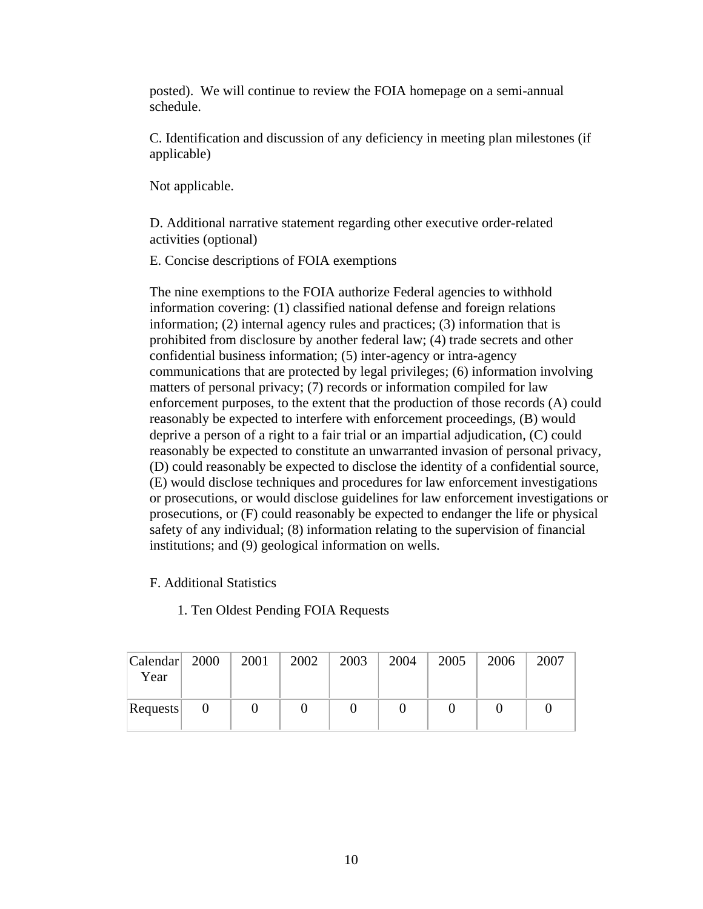posted). We will continue to review the FOIA homepage on a semi-annual schedule.

C. Identification and discussion of any deficiency in meeting plan milestones (if applicable)

Not applicable.

D. Additional narrative statement regarding other executive order-related activities (optional)

E. Concise descriptions of FOIA exemptions

The nine exemptions to the FOIA authorize Federal agencies to withhold information covering: (1) classified national defense and foreign relations information; (2) internal agency rules and practices; (3) information that is prohibited from disclosure by another federal law; (4) trade secrets and other confidential business information; (5) inter-agency or intra-agency communications that are protected by legal privileges; (6) information involving matters of personal privacy; (7) records or information compiled for law enforcement purposes, to the extent that the production of those records (A) could reasonably be expected to interfere with enforcement proceedings, (B) would deprive a person of a right to a fair trial or an impartial adjudication, (C) could reasonably be expected to constitute an unwarranted invasion of personal privacy, (D) could reasonably be expected to disclose the identity of a confidential source, (E) would disclose techniques and procedures for law enforcement investigations or prosecutions, or would disclose guidelines for law enforcement investigations or prosecutions, or (F) could reasonably be expected to endanger the life or physical safety of any individual; (8) information relating to the supervision of financial institutions; and (9) geological information on wells.

F. Additional Statistics

1. Ten Oldest Pending FOIA Requests

| Calendar Year | 2000 | 2001 | 2002 | 2003 | 2004 | 2005 | 2006 | 2007 |
|---|---|---|---|---|---|---|---|---|
| Requests | 0 | 0 | 0 | 0 | 0 | 0 | 0 | 0 |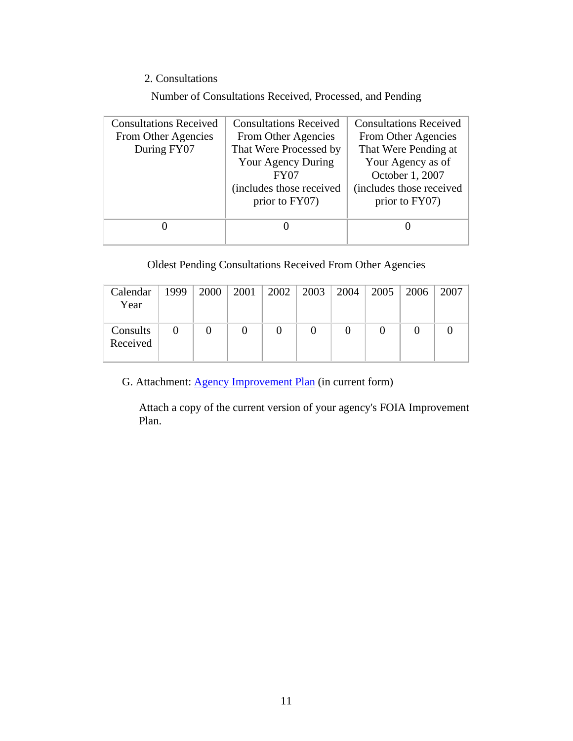2. Consultations

Number of Consultations Received, Processed, and Pending

| Consultations Received From Other Agencies During FY07 | Consultations Received From Other Agencies That Were Processed by Your Agency During FY07 (includes those received prior to FY07) | Consultations Received From Other Agencies That Were Pending at Your Agency as of October 1, 2007 (includes those received prior to FY07) |
|---|---|---|
| 0 | 0 | 0 |

Oldest Pending Consultations Received From Other Agencies

| Calendar Year | 1999 | 2000 | 2001 | 2002 | 2003 | 2004 | 2005 | 2006 | 2007 |
|---|---|---|---|---|---|---|---|---|---|
| Consults Received | 0 | 0 | 0 | 0 | 0 | 0 | 0 | 0 | 0 |

G. Attachment: Agency Improvement Plan (in current form)

Attach a copy of the current version of your agency's FOIA Improvement Plan.